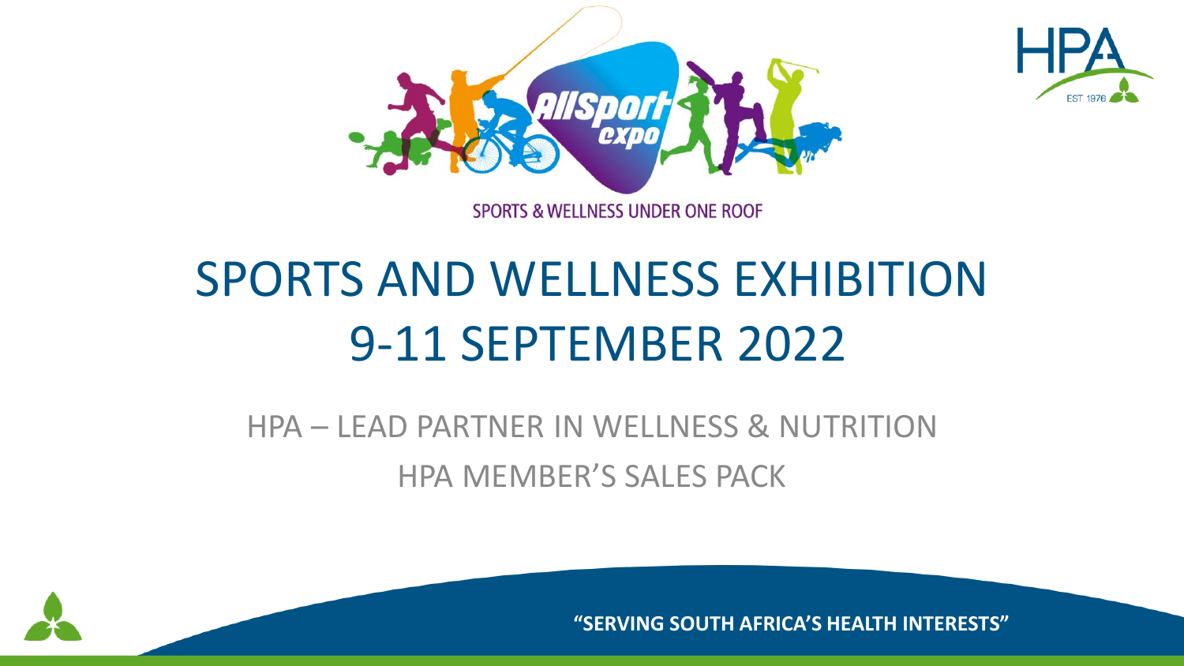SPORTS & WELLNESS UNDER ONE ROOF

# SPORTS AND WELLNESS EXHIBITION
# 9-11 SEPTEMBER 2022

## HPA – LEAD PARTNER IN WELLNESS & NUTRITION
## HPA MEMBER'S SALES PACK

**"SERVING SOUTH AFRICA'S HEALTH INTERESTS"**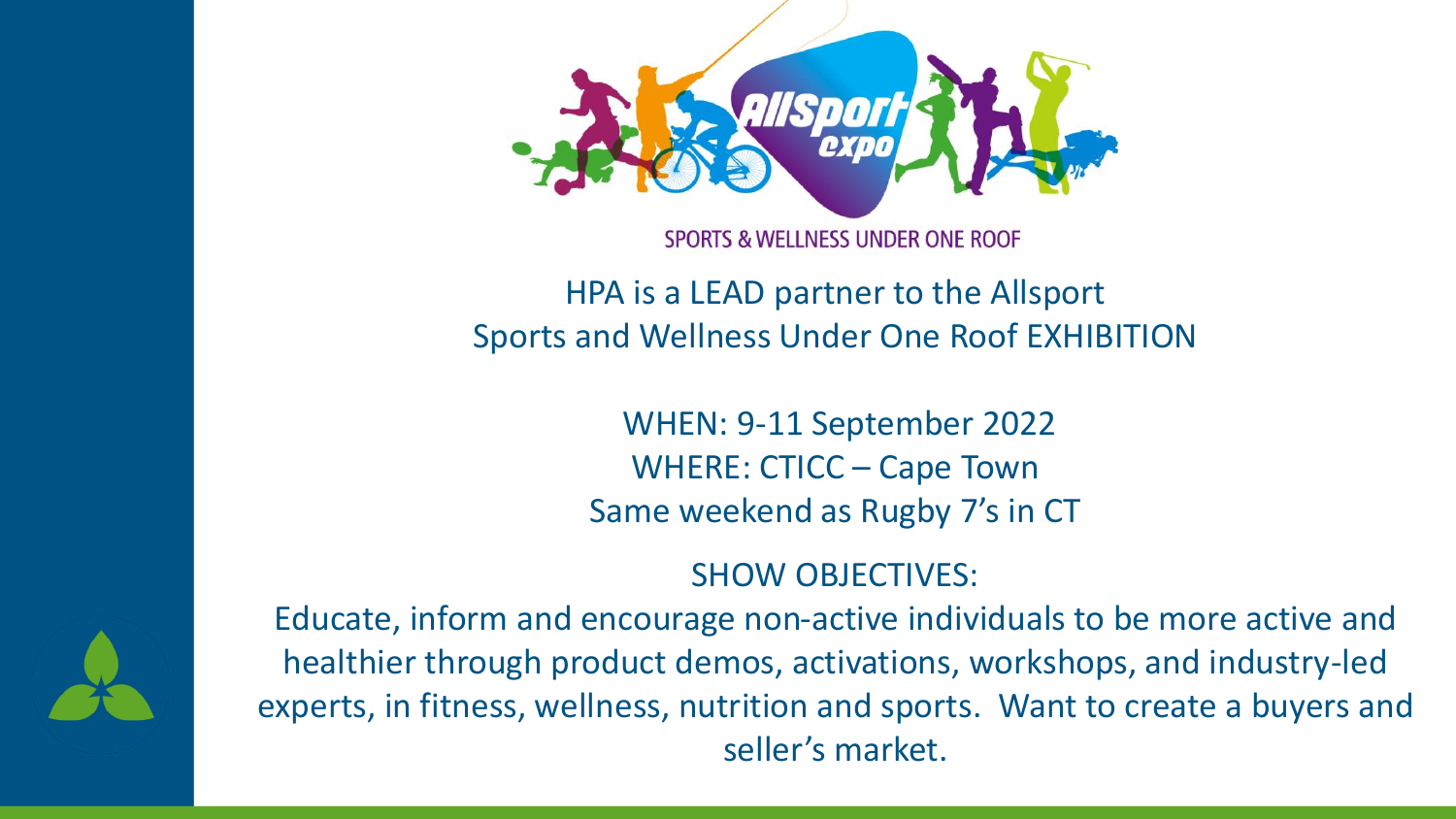SPORTS & WELLNESS UNDER ONE ROOF

HPA is a LEAD partner to the Allsport Sports and Wellness Under One Roof EXHIBITION

WHEN: 9-11 September 2022

WHERE: CTICC – Cape Town

Same weekend as Rugby 7's in CT

SHOW OBJECTIVES:

Educate, inform and encourage non-active individuals to be more active and healthier through product demos, activations, workshops, and industry-led experts, in fitness, wellness, nutrition and sports. Want to create a buyers and seller's market.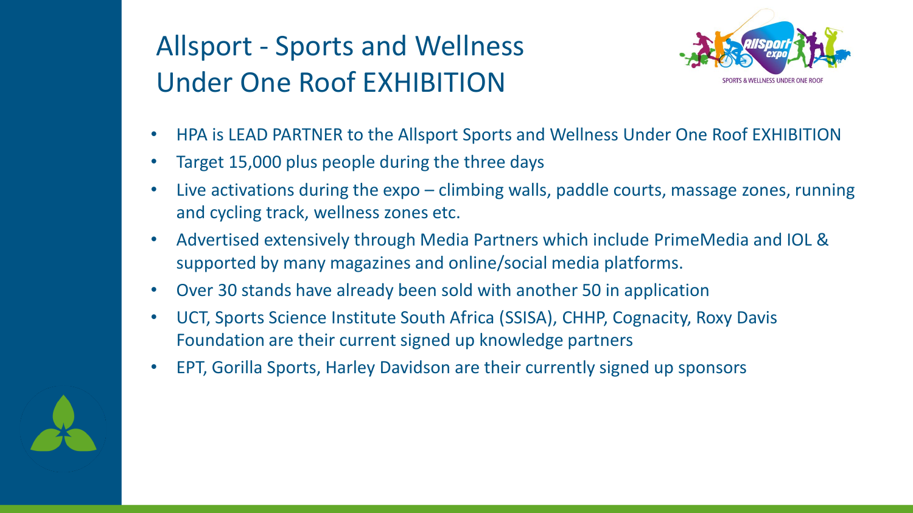# Allsport - Sports and Wellness Under One Roof EXHIBITION

- HPA is LEAD PARTNER to the Allsport Sports and Wellness Under One Roof EXHIBITION
- Target 15,000 plus people during the three days
- Live activations during the expo – climbing walls, paddle courts, massage zones, running and cycling track, wellness zones etc.
- Advertised extensively through Media Partners which include PrimeMedia and IOL & supported by many magazines and online/social media platforms.
- Over 30 stands have already been sold with another 50 in application
- UCT, Sports Science Institute South Africa (SSISA), CHHP, Cognacity, Roxy Davis Foundation are their current signed up knowledge partners
- EPT, Gorilla Sports, Harley Davidson are their currently signed up sponsors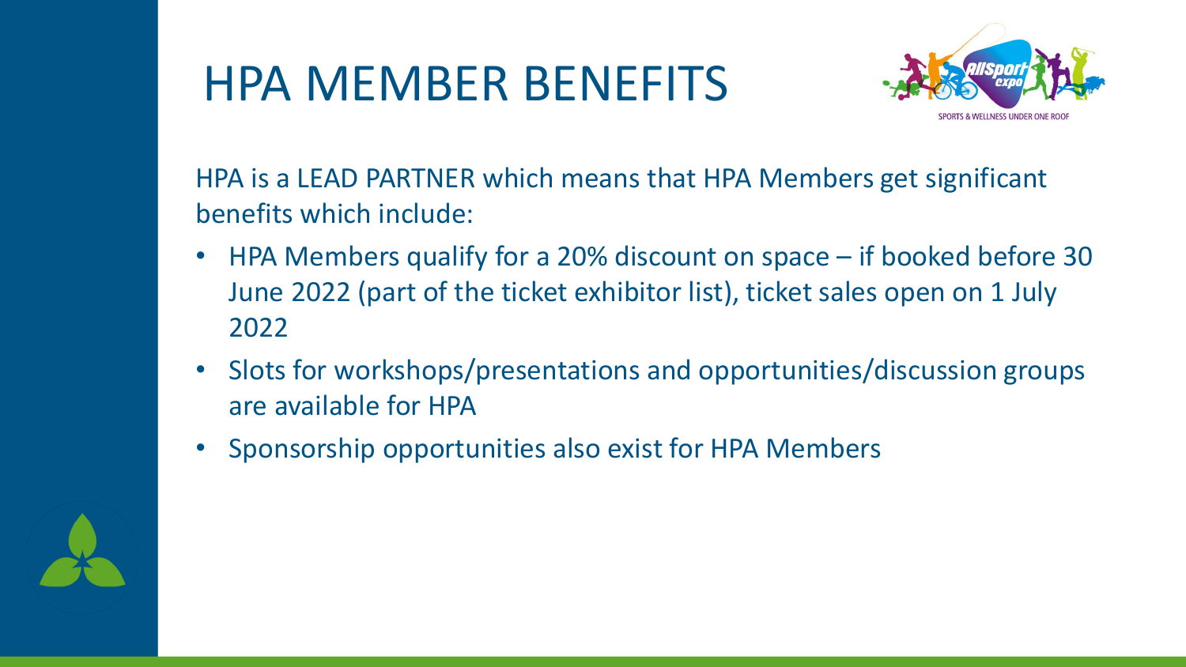# HPA MEMBER BENEFITS

HPA is a LEAD PARTNER which means that HPA Members get significant benefits which include:

- HPA Members qualify for a 20% discount on space – if booked before 30 June 2022 (part of the ticket exhibitor list), ticket sales open on 1 July 2022
- Slots for workshops/presentations and opportunities/discussion groups are available for HPA
- Sponsorship opportunities also exist for HPA Members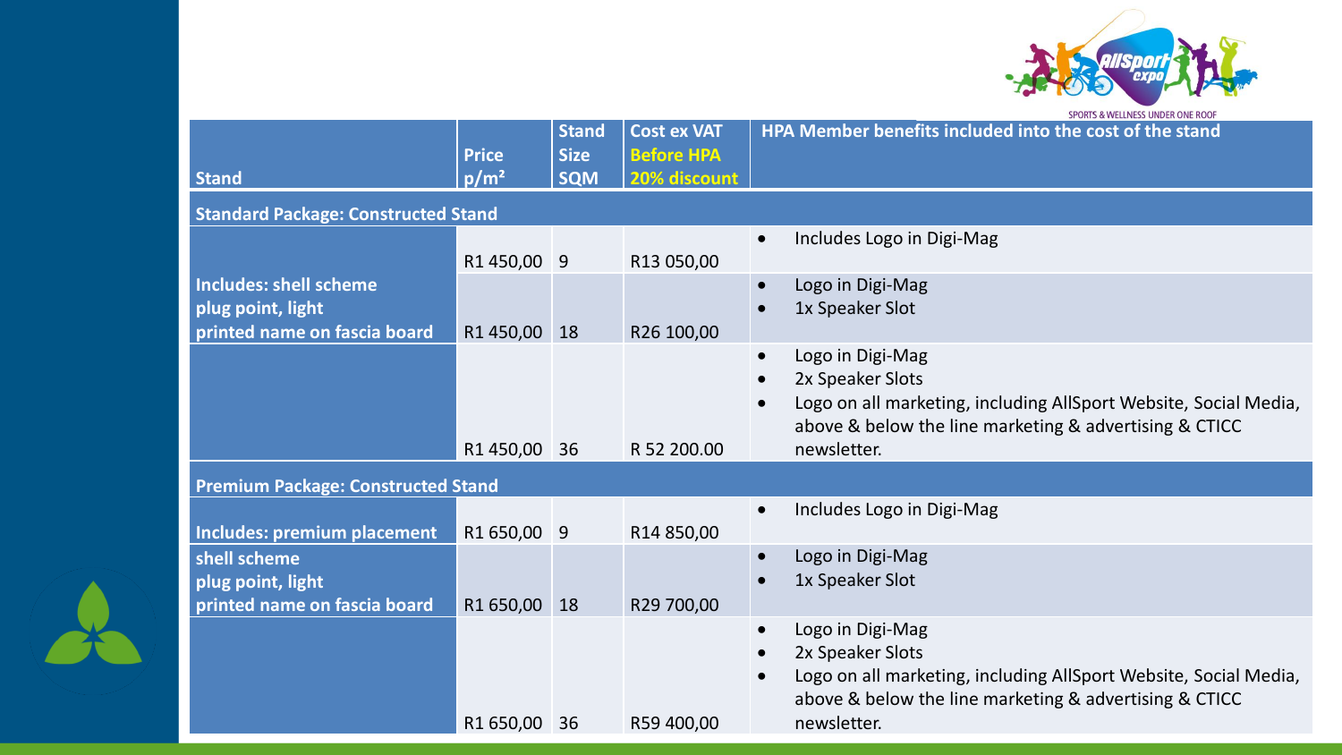| Stand | Price p/m² | Stand Size SQM | Cost ex VAT Before HPA 20% discount | HPA Member benefits included into the cost of the stand |
|---|---|---|---|---|
| **Standard Package: Constructed Stand** | | | | |
| Includes: shell scheme plug point, light printed name on fascia board | R1 450,00 | 9 | R13 050,00 | • Includes Logo in Digi-Mag |
| | R1 450,00 | 18 | R26 100,00 | • Logo in Digi-Mag<br>• 1x Speaker Slot |
| | R1 450,00 | 36 | R 52 200.00 | • Logo in Digi-Mag<br>• 2x Speaker Slots<br>• Logo on all marketing, including AllSport Website, Social Media, above & below the line marketing & advertising & CTICC newsletter. |
| **Premium Package: Constructed Stand** | | | | |
| Includes: premium placement shell scheme plug point, light printed name on fascia board | R1 650,00 | 9 | R14 850,00 | • Includes Logo in Digi-Mag |
| | R1 650,00 | 18 | R29 700,00 | • Logo in Digi-Mag<br>• 1x Speaker Slot |
| | R1 650,00 | 36 | R59 400,00 | • Logo in Digi-Mag<br>• 2x Speaker Slots<br>• Logo on all marketing, including AllSport Website, Social Media, above & below the line marketing & advertising & CTICC newsletter. |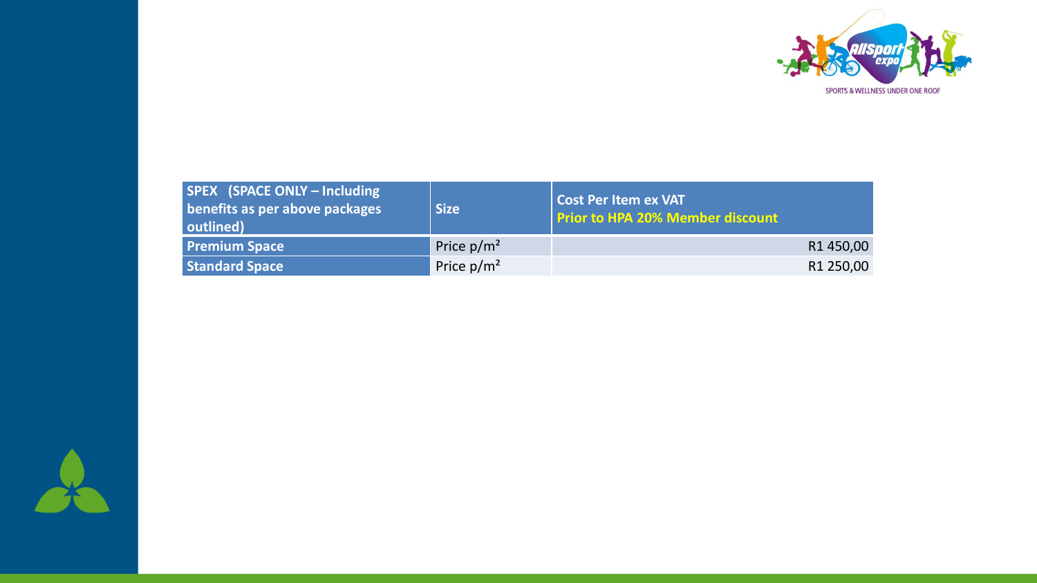| SPEX (SPACE ONLY – Including benefits as per above packages outlined) | Size | Cost Per Item ex VAT<br>**Prior to HPA 20% Member discount** |
|---|---|---|
| **Premium Space** | Price p/m² | R1 450,00 |
| **Standard Space** | Price p/m² | R1 250,00 |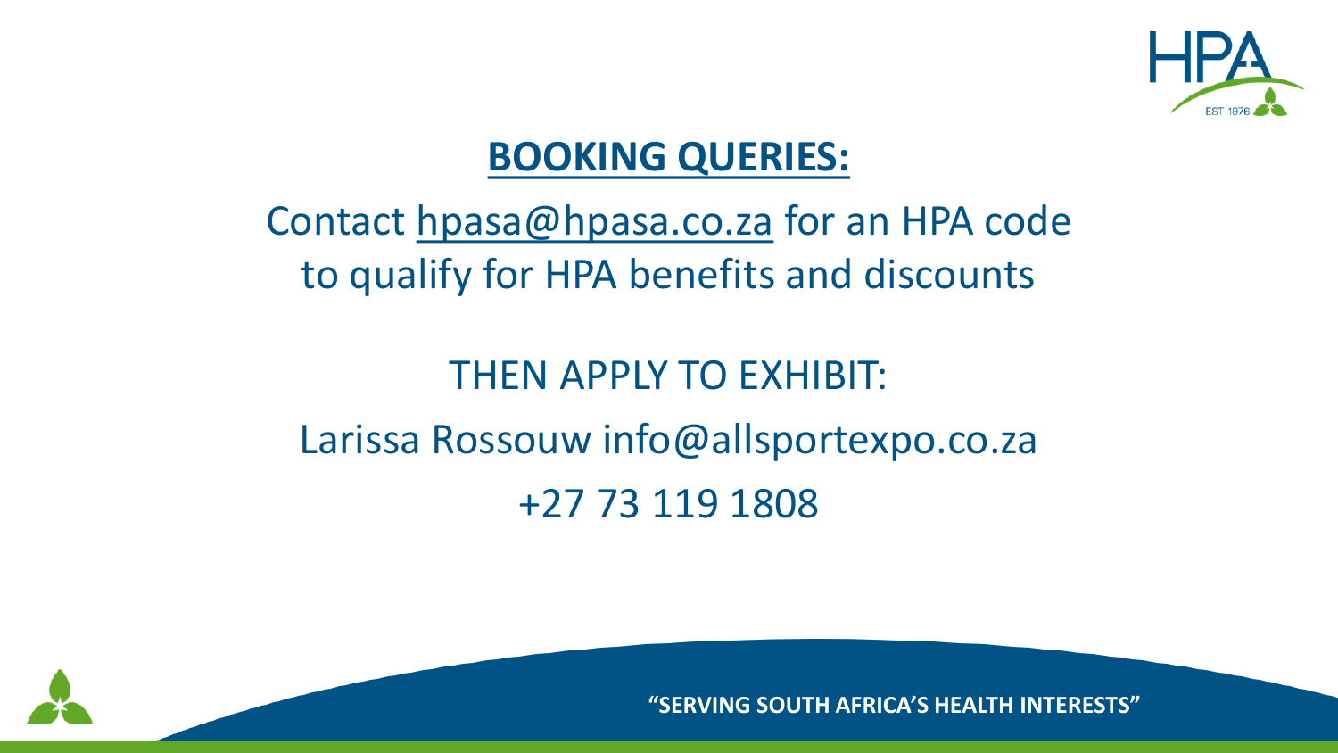## BOOKING QUERIES:

Contact hpasa@hpasa.co.za for an HPA code to qualify for HPA benefits and discounts

THEN APPLY TO EXHIBIT:

Larissa Rossouw info@allsportexpo.co.za

+27 73 119 1808

**"SERVING SOUTH AFRICA'S HEALTH INTERESTS"**